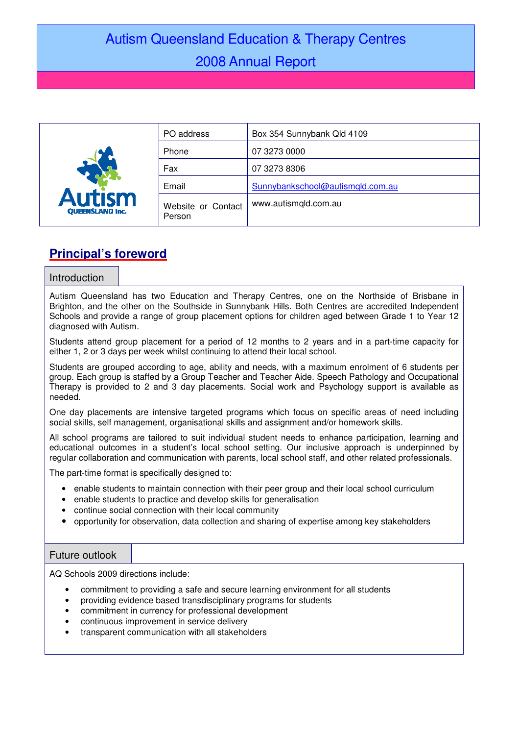# Autism Queensland Education & Therapy Centres

# 2008 Annual Report

| | | |
|---|---|---|
| | PO address | Box 354 Sunnybank Qld 4109 |
| | Phone | 07 3273 0000 |
| | Fax | 07 3273 8306 |
| | Email | Sunnybankschool@autismqld.com.au |
| | Website or Contact Person | www.autismqld.com.au |

## Principal's foreword

### Introduction

Autism Queensland has two Education and Therapy Centres, one on the Northside of Brisbane in Brighton, and the other on the Southside in Sunnybank Hills. Both Centres are accredited Independent Schools and provide a range of group placement options for children aged between Grade 1 to Year 12 diagnosed with Autism.

Students attend group placement for a period of 12 months to 2 years and in a part-time capacity for either 1, 2 or 3 days per week whilst continuing to attend their local school.

Students are grouped according to age, ability and needs, with a maximum enrolment of 6 students per group. Each group is staffed by a Group Teacher and Teacher Aide. Speech Pathology and Occupational Therapy is provided to 2 and 3 day placements. Social work and Psychology support is available as needed.

One day placements are intensive targeted programs which focus on specific areas of need including social skills, self management, organisational skills and assignment and/or homework skills.

All school programs are tailored to suit individual student needs to enhance participation, learning and educational outcomes in a student's local school setting. Our inclusive approach is underpinned by regular collaboration and communication with parents, local school staff, and other related professionals.

The part-time format is specifically designed to:

- enable students to maintain connection with their peer group and their local school curriculum
- enable students to practice and develop skills for generalisation
- continue social connection with their local community
- opportunity for observation, data collection and sharing of expertise among key stakeholders

### Future outlook

AQ Schools 2009 directions include:

- commitment to providing a safe and secure learning environment for all students
- providing evidence based transdisciplinary programs for students
- commitment in currency for professional development
- continuous improvement in service delivery
- transparent communication with all stakeholders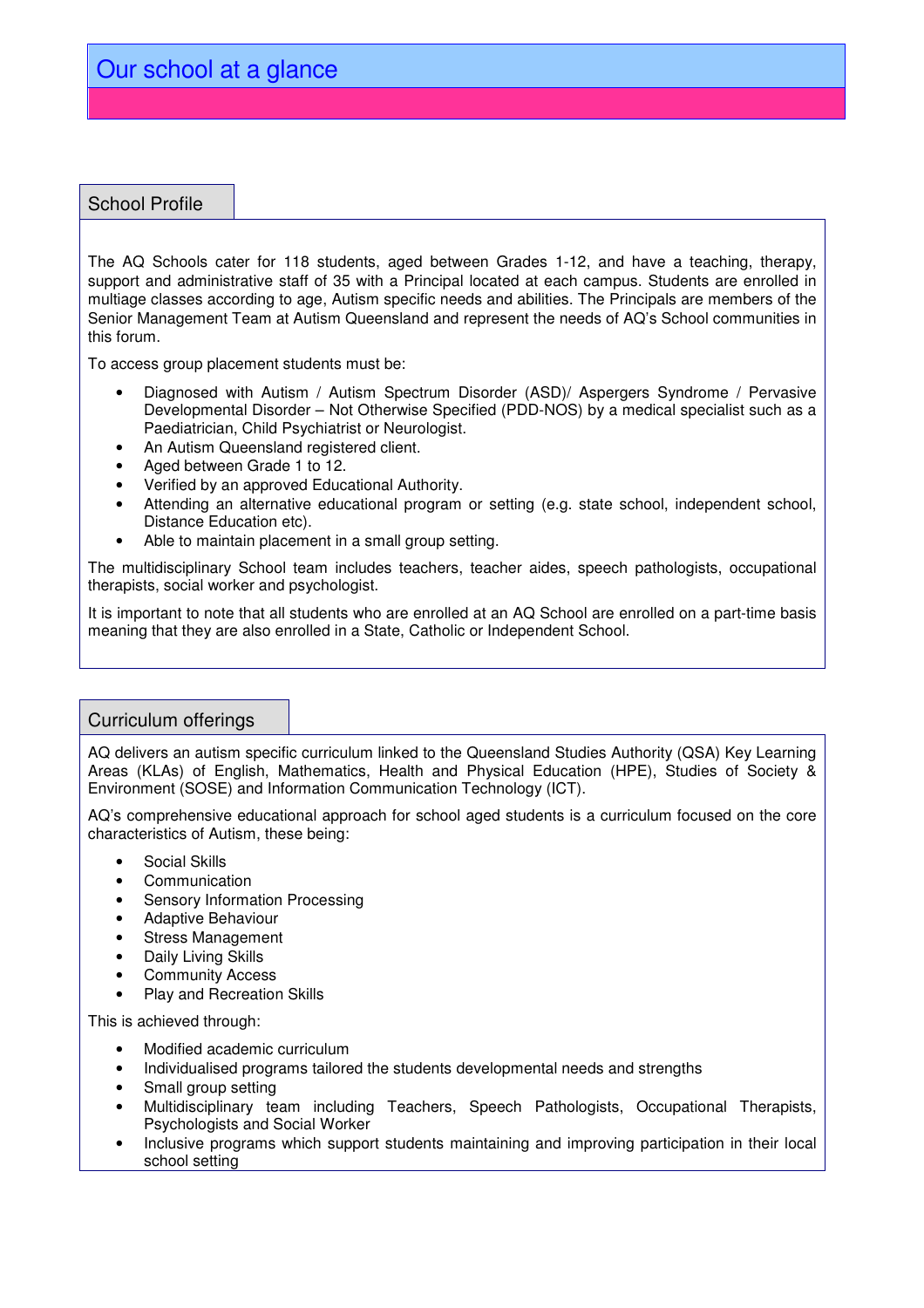# Our school at a glance

## School Profile

The AQ Schools cater for 118 students, aged between Grades 1-12, and have a teaching, therapy, support and administrative staff of 35 with a Principal located at each campus. Students are enrolled in multiage classes according to age, Autism specific needs and abilities. The Principals are members of the Senior Management Team at Autism Queensland and represent the needs of AQ's School communities in this forum.

To access group placement students must be:

- Diagnosed with Autism / Autism Spectrum Disorder (ASD)/ Aspergers Syndrome / Pervasive Developmental Disorder – Not Otherwise Specified (PDD-NOS) by a medical specialist such as a Paediatrician, Child Psychiatrist or Neurologist.
- An Autism Queensland registered client.
- Aged between Grade 1 to 12.
- Verified by an approved Educational Authority.
- Attending an alternative educational program or setting (e.g. state school, independent school, Distance Education etc).
- Able to maintain placement in a small group setting.

The multidisciplinary School team includes teachers, teacher aides, speech pathologists, occupational therapists, social worker and psychologist.

It is important to note that all students who are enrolled at an AQ School are enrolled on a part-time basis meaning that they are also enrolled in a State, Catholic or Independent School.

## Curriculum offerings

AQ delivers an autism specific curriculum linked to the Queensland Studies Authority (QSA) Key Learning Areas (KLAs) of English, Mathematics, Health and Physical Education (HPE), Studies of Society & Environment (SOSE) and Information Communication Technology (ICT).

AQ's comprehensive educational approach for school aged students is a curriculum focused on the core characteristics of Autism, these being:

- Social Skills
- Communication
- Sensory Information Processing
- Adaptive Behaviour
- Stress Management
- Daily Living Skills
- Community Access
- Play and Recreation Skills

This is achieved through:

- Modified academic curriculum
- Individualised programs tailored the students developmental needs and strengths
- Small group setting
- Multidisciplinary team including Teachers, Speech Pathologists, Occupational Therapists, Psychologists and Social Worker
- Inclusive programs which support students maintaining and improving participation in their local school setting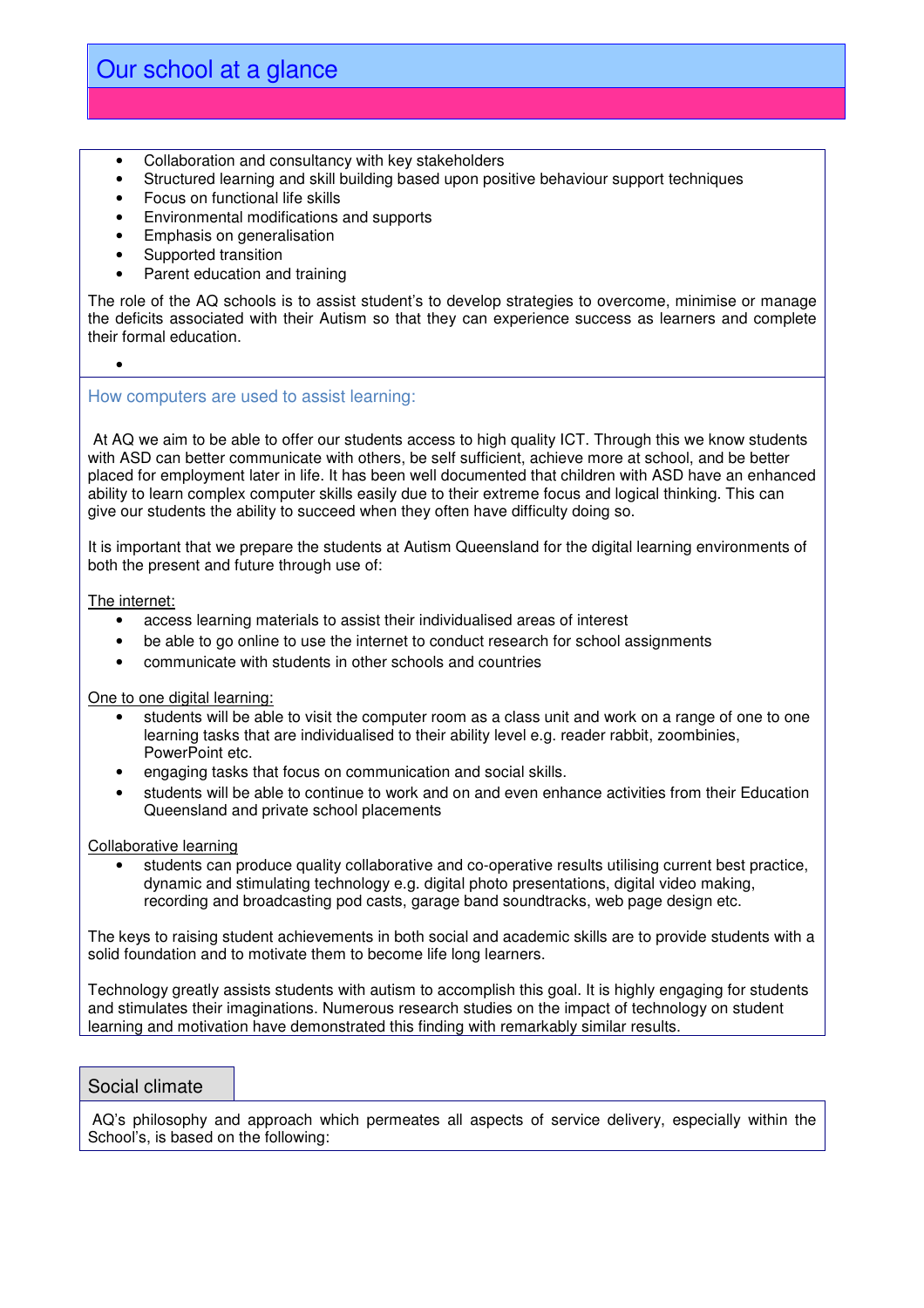# Our school at a glance

- Collaboration and consultancy with key stakeholders
- Structured learning and skill building based upon positive behaviour support techniques
- Focus on functional life skills
- Environmental modifications and supports
- Emphasis on generalisation
- Supported transition
- Parent education and training

The role of the AQ schools is to assist student's to develop strategies to overcome, minimise or manage the deficits associated with their Autism so that they can experience success as learners and complete their formal education.

## How computers are used to assist learning:

At AQ we aim to be able to offer our students access to high quality ICT. Through this we know students with ASD can better communicate with others, be self sufficient, achieve more at school, and be better placed for employment later in life. It has been well documented that children with ASD have an enhanced ability to learn complex computer skills easily due to their extreme focus and logical thinking. This can give our students the ability to succeed when they often have difficulty doing so.

It is important that we prepare the students at Autism Queensland for the digital learning environments of both the present and future through use of:

<u>The internet:</u>

- access learning materials to assist their individualised areas of interest
- be able to go online to use the internet to conduct research for school assignments
- communicate with students in other schools and countries

<u>One to one digital learning:</u>

- students will be able to visit the computer room as a class unit and work on a range of one to one learning tasks that are individualised to their ability level e.g. reader rabbit, zoombinies, PowerPoint etc.
- engaging tasks that focus on communication and social skills.
- students will be able to continue to work and on and even enhance activities from their Education Queensland and private school placements

<u>Collaborative learning</u>

- students can produce quality collaborative and co-operative results utilising current best practice, dynamic and stimulating technology e.g. digital photo presentations, digital video making, recording and broadcasting pod casts, garage band soundtracks, web page design etc.

The keys to raising student achievements in both social and academic skills are to provide students with a solid foundation and to motivate them to become life long learners.

Technology greatly assists students with autism to accomplish this goal. It is highly engaging for students and stimulates their imaginations. Numerous research studies on the impact of technology on student learning and motivation have demonstrated this finding with remarkably similar results.

## Social climate

AQ's philosophy and approach which permeates all aspects of service delivery, especially within the School's, is based on the following: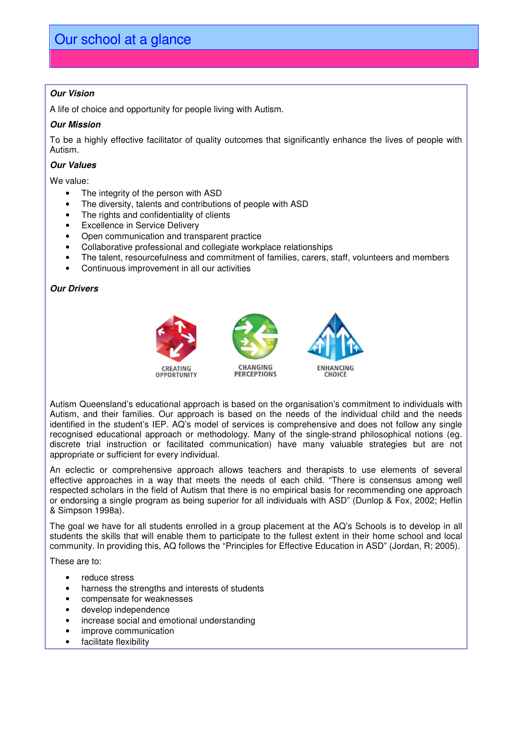# Our school at a glance

***Our Vision***

A life of choice and opportunity for people living with Autism.

***Our Mission***

To be a highly effective facilitator of quality outcomes that significantly enhance the lives of people with Autism.

***Our Values***

We value:

- The integrity of the person with ASD
- The diversity, talents and contributions of people with ASD
- The rights and confidentiality of clients
- Excellence in Service Delivery
- Open communication and transparent practice
- Collaborative professional and collegiate workplace relationships
- The talent, resourcefulness and commitment of families, carers, staff, volunteers and members
- Continuous improvement in all our activities

***Our Drivers***

CREATING OPPORTUNITY

CHANGING PERCEPTIONS

ENHANCING CHOICE

Autism Queensland's educational approach is based on the organisation's commitment to individuals with Autism, and their families. Our approach is based on the needs of the individual child and the needs identified in the student's IEP. AQ's model of services is comprehensive and does not follow any single recognised educational approach or methodology. Many of the single-strand philosophical notions (eg. discrete trial instruction or facilitated communication) have many valuable strategies but are not appropriate or sufficient for every individual.

An eclectic or comprehensive approach allows teachers and therapists to use elements of several effective approaches in a way that meets the needs of each child. "There is consensus among well respected scholars in the field of Autism that there is no empirical basis for recommending one approach or endorsing a single program as being superior for all individuals with ASD" (Dunlop & Fox, 2002; Heflin & Simpson 1998a).

The goal we have for all students enrolled in a group placement at the AQ's Schools is to develop in all students the skills that will enable them to participate to the fullest extent in their home school and local community. In providing this, AQ follows the "Principles for Effective Education in ASD" (Jordan, R; 2005).

These are to:

- reduce stress
- harness the strengths and interests of students
- compensate for weaknesses
- develop independence
- increase social and emotional understanding
- improve communication
- facilitate flexibility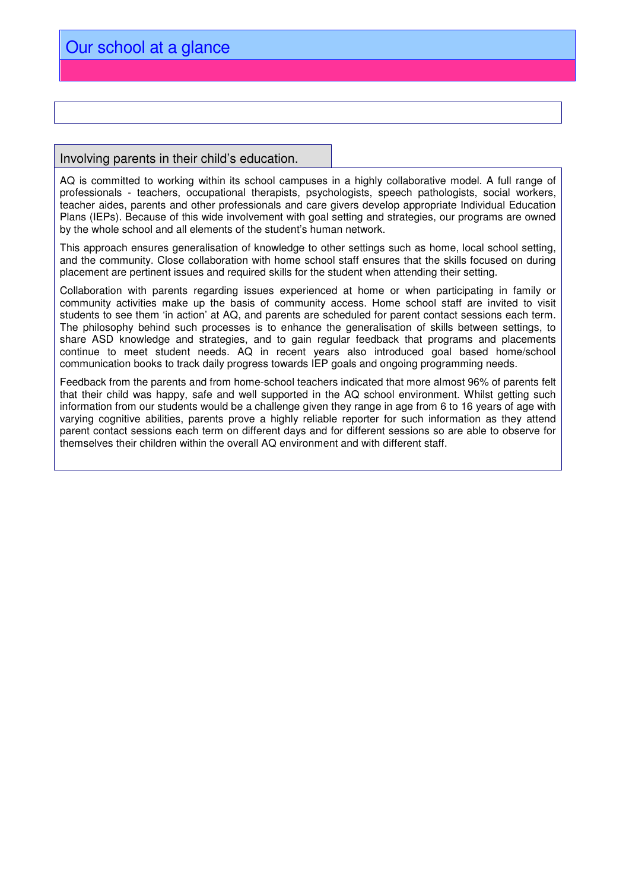# Our school at a glance

## Involving parents in their child's education.

AQ is committed to working within its school campuses in a highly collaborative model. A full range of professionals - teachers, occupational therapists, psychologists, speech pathologists, social workers, teacher aides, parents and other professionals and care givers develop appropriate Individual Education Plans (IEPs). Because of this wide involvement with goal setting and strategies, our programs are owned by the whole school and all elements of the student's human network.

This approach ensures generalisation of knowledge to other settings such as home, local school setting, and the community. Close collaboration with home school staff ensures that the skills focused on during placement are pertinent issues and required skills for the student when attending their setting.

Collaboration with parents regarding issues experienced at home or when participating in family or community activities make up the basis of community access. Home school staff are invited to visit students to see them 'in action' at AQ, and parents are scheduled for parent contact sessions each term. The philosophy behind such processes is to enhance the generalisation of skills between settings, to share ASD knowledge and strategies, and to gain regular feedback that programs and placements continue to meet student needs. AQ in recent years also introduced goal based home/school communication books to track daily progress towards IEP goals and ongoing programming needs.

Feedback from the parents and from home-school teachers indicated that more almost 96% of parents felt that their child was happy, safe and well supported in the AQ school environment. Whilst getting such information from our students would be a challenge given they range in age from 6 to 16 years of age with varying cognitive abilities, parents prove a highly reliable reporter for such information as they attend parent contact sessions each term on different days and for different sessions so are able to observe for themselves their children within the overall AQ environment and with different staff.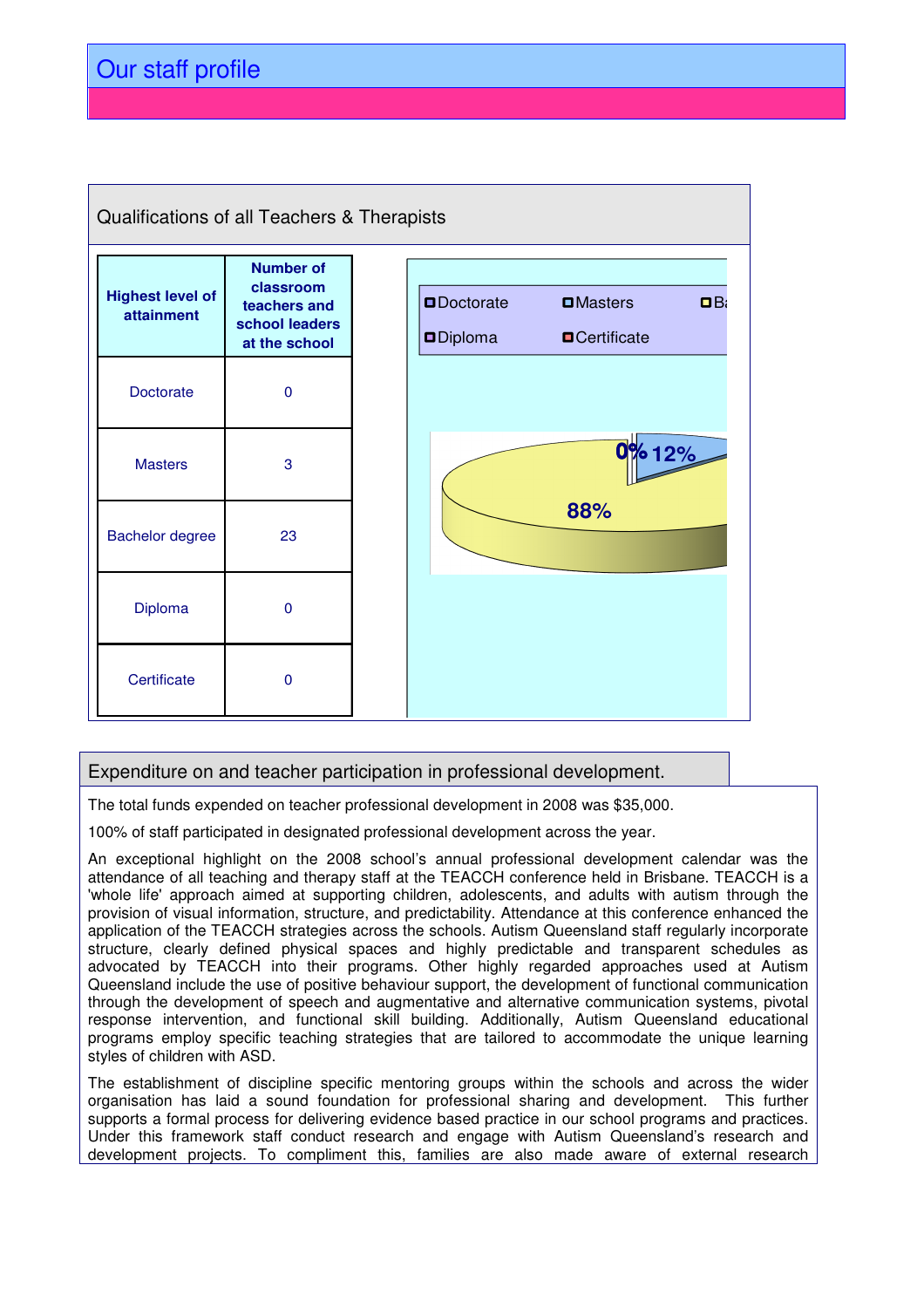# Our staff profile

## Qualifications of all Teachers & Therapists

| Highest level of attainment | Number of classroom teachers and school leaders at the school |
|---|---|
| Doctorate | 0 |
| Masters | 3 |
| Bachelor degree | 23 |
| Diploma | 0 |
| Certificate | 0 |

Doctorate, Masters, Ba..., Diploma, Certificate

0% 12% 88%

## Expenditure on and teacher participation in professional development.

The total funds expended on teacher professional development in 2008 was $35,000.

100% of staff participated in designated professional development across the year.

An exceptional highlight on the 2008 school's annual professional development calendar was the attendance of all teaching and therapy staff at the TEACCH conference held in Brisbane. TEACCH is a 'whole life' approach aimed at supporting children, adolescents, and adults with autism through the provision of visual information, structure, and predictability. Attendance at this conference enhanced the application of the TEACCH strategies across the schools. Autism Queensland staff regularly incorporate structure, clearly defined physical spaces and highly predictable and transparent schedules as advocated by TEACCH into their programs. Other highly regarded approaches used at Autism Queensland include the use of positive behaviour support, the development of functional communication through the development of speech and augmentative and alternative communication systems, pivotal response intervention, and functional skill building. Additionally, Autism Queensland educational programs employ specific teaching strategies that are tailored to accommodate the unique learning styles of children with ASD.

The establishment of discipline specific mentoring groups within the schools and across the wider organisation has laid a sound foundation for professional sharing and development. This further supports a formal process for delivering evidence based practice in our school programs and practices. Under this framework staff conduct research and engage with Autism Queensland's research and development projects. To compliment this, families are also made aware of external research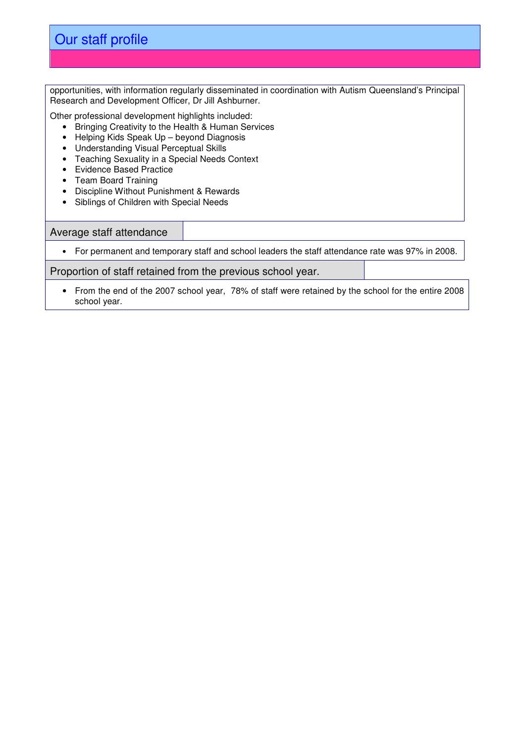# Our staff profile

opportunities, with information regularly disseminated in coordination with Autism Queensland's Principal Research and Development Officer, Dr Jill Ashburner.

Other professional development highlights included:

- Bringing Creativity to the Health & Human Services
- Helping Kids Speak Up – beyond Diagnosis
- Understanding Visual Perceptual Skills
- Teaching Sexuality in a Special Needs Context
- Evidence Based Practice
- Team Board Training
- Discipline Without Punishment & Rewards
- Siblings of Children with Special Needs

## Average staff attendance

- For permanent and temporary staff and school leaders the staff attendance rate was 97% in 2008.

## Proportion of staff retained from the previous school year.

- From the end of the 2007 school year, 78% of staff were retained by the school for the entire 2008 school year.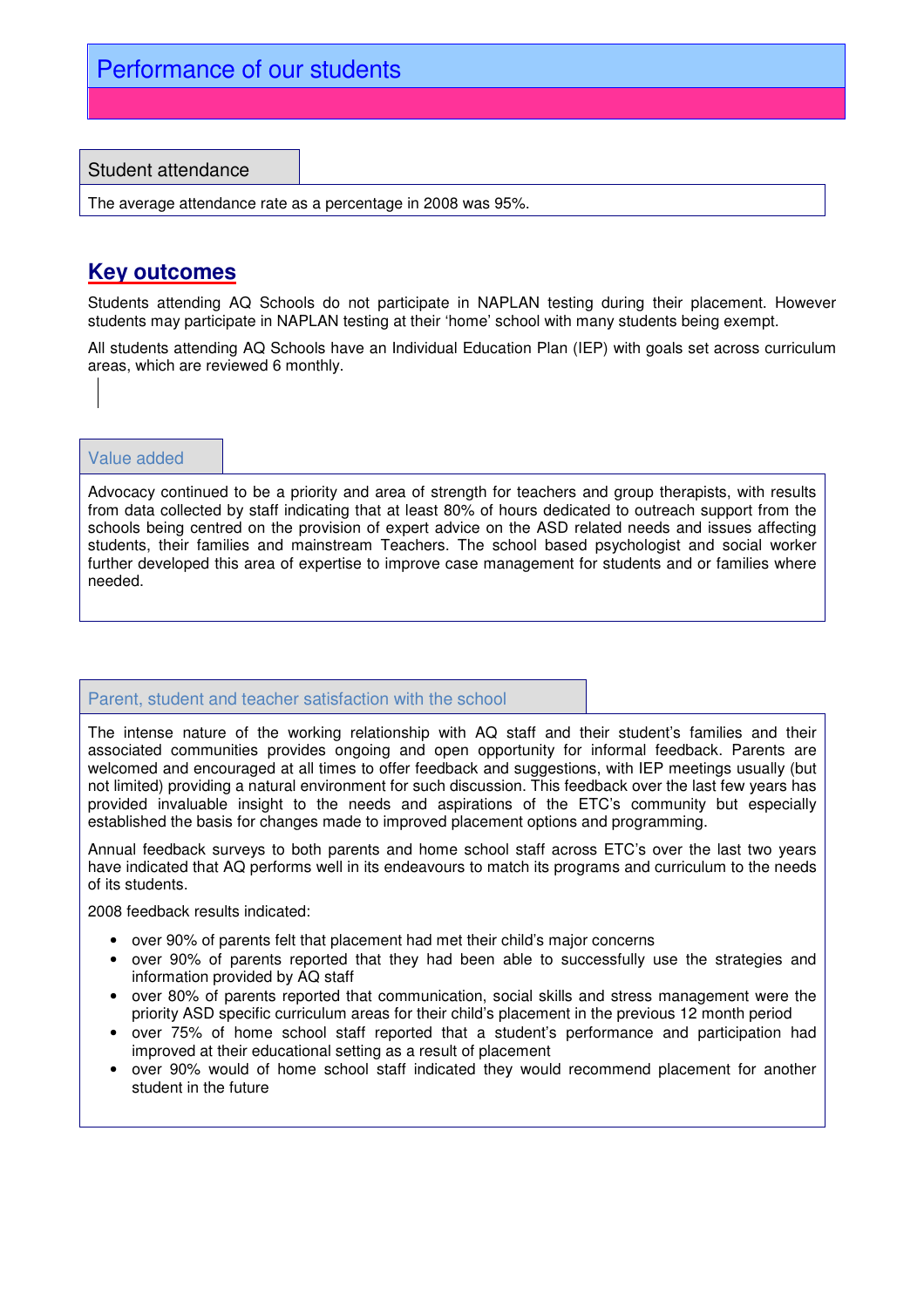# Performance of our students

## Student attendance

The average attendance rate as a percentage in 2008 was 95%.

## Key outcomes

Students attending AQ Schools do not participate in NAPLAN testing during their placement. However students may participate in NAPLAN testing at their 'home' school with many students being exempt.

All students attending AQ Schools have an Individual Education Plan (IEP) with goals set across curriculum areas, which are reviewed 6 monthly.

## Value added

Advocacy continued to be a priority and area of strength for teachers and group therapists, with results from data collected by staff indicating that at least 80% of hours dedicated to outreach support from the schools being centred on the provision of expert advice on the ASD related needs and issues affecting students, their families and mainstream Teachers. The school based psychologist and social worker further developed this area of expertise to improve case management for students and or families where needed.

## Parent, student and teacher satisfaction with the school

The intense nature of the working relationship with AQ staff and their student's families and their associated communities provides ongoing and open opportunity for informal feedback. Parents are welcomed and encouraged at all times to offer feedback and suggestions, with IEP meetings usually (but not limited) providing a natural environment for such discussion. This feedback over the last few years has provided invaluable insight to the needs and aspirations of the ETC's community but especially established the basis for changes made to improved placement options and programming.

Annual feedback surveys to both parents and home school staff across ETC's over the last two years have indicated that AQ performs well in its endeavours to match its programs and curriculum to the needs of its students.

2008 feedback results indicated:

- over 90% of parents felt that placement had met their child's major concerns
- over 90% of parents reported that they had been able to successfully use the strategies and information provided by AQ staff
- over 80% of parents reported that communication, social skills and stress management were the priority ASD specific curriculum areas for their child's placement in the previous 12 month period
- over 75% of home school staff reported that a student's performance and participation had improved at their educational setting as a result of placement
- over 90% would of home school staff indicated they would recommend placement for another student in the future